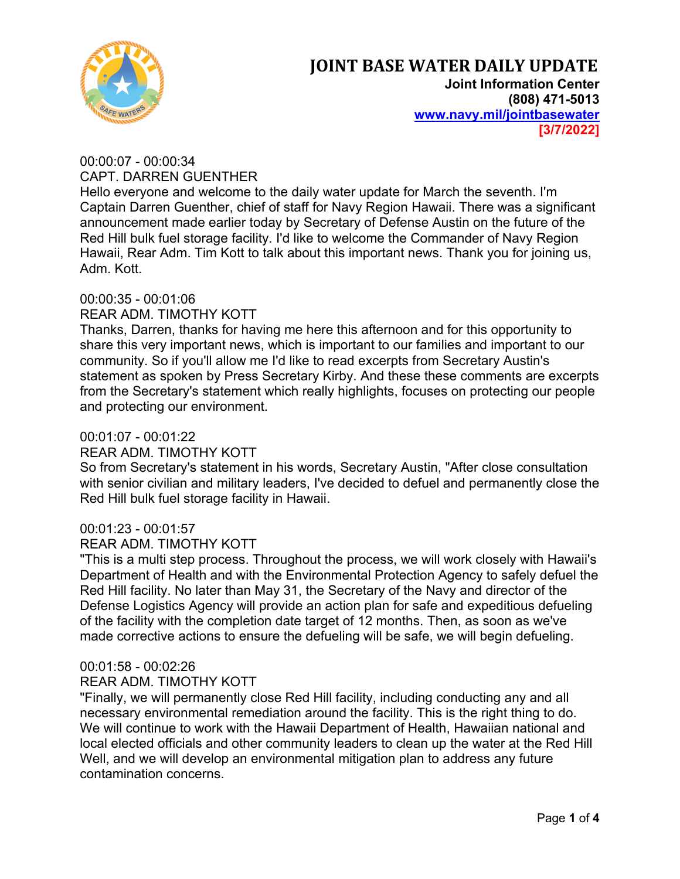# JOINT BASE WATER DAILY UPDATE

**Joint Information Center**
**(808) 471-5013**
**www.navy.mil/jointbasewater**
**[3/7/2022]**

00:00:07 - 00:00:34
CAPT. DARREN GUENTHER
Hello everyone and welcome to the daily water update for March the seventh. I'm Captain Darren Guenther, chief of staff for Navy Region Hawaii. There was a significant announcement made earlier today by Secretary of Defense Austin on the future of the Red Hill bulk fuel storage facility. I'd like to welcome the Commander of Navy Region Hawaii, Rear Adm. Tim Kott to talk about this important news. Thank you for joining us, Adm. Kott.

00:00:35 - 00:01:06
REAR ADM. TIMOTHY KOTT
Thanks, Darren, thanks for having me here this afternoon and for this opportunity to share this very important news, which is important to our families and important to our community. So if you'll allow me I'd like to read excerpts from Secretary Austin's statement as spoken by Press Secretary Kirby. And these these comments are excerpts from the Secretary's statement which really highlights, focuses on protecting our people and protecting our environment.

00:01:07 - 00:01:22
REAR ADM. TIMOTHY KOTT
So from Secretary's statement in his words, Secretary Austin, "After close consultation with senior civilian and military leaders, I've decided to defuel and permanently close the Red Hill bulk fuel storage facility in Hawaii.

00:01:23 - 00:01:57
REAR ADM. TIMOTHY KOTT
"This is a multi step process. Throughout the process, we will work closely with Hawaii's Department of Health and with the Environmental Protection Agency to safely defuel the Red Hill facility. No later than May 31, the Secretary of the Navy and director of the Defense Logistics Agency will provide an action plan for safe and expeditious defueling of the facility with the completion date target of 12 months. Then, as soon as we've made corrective actions to ensure the defueling will be safe, we will begin defueling.

00:01:58 - 00:02:26
REAR ADM. TIMOTHY KOTT
"Finally, we will permanently close Red Hill facility, including conducting any and all necessary environmental remediation around the facility. This is the right thing to do. We will continue to work with the Hawaii Department of Health, Hawaiian national and local elected officials and other community leaders to clean up the water at the Red Hill Well, and we will develop an environmental mitigation plan to address any future contamination concerns.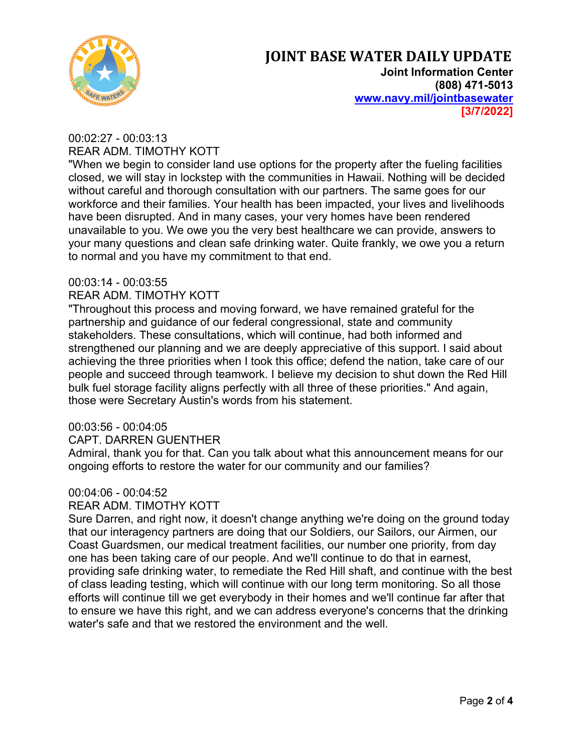00:02:27 - 00:03:13
REAR ADM. TIMOTHY KOTT
"When we begin to consider land use options for the property after the fueling facilities closed, we will stay in lockstep with the communities in Hawaii. Nothing will be decided without careful and thorough consultation with our partners. The same goes for our workforce and their families. Your health has been impacted, your lives and livelihoods have been disrupted. And in many cases, your very homes have been rendered unavailable to you. We owe you the very best healthcare we can provide, answers to your many questions and clean safe drinking water. Quite frankly, we owe you a return to normal and you have my commitment to that end.

00:03:14 - 00:03:55
REAR ADM. TIMOTHY KOTT
"Throughout this process and moving forward, we have remained grateful for the partnership and guidance of our federal congressional, state and community stakeholders. These consultations, which will continue, had both informed and strengthened our planning and we are deeply appreciative of this support. I said about achieving the three priorities when I took this office; defend the nation, take care of our people and succeed through teamwork. I believe my decision to shut down the Red Hill bulk fuel storage facility aligns perfectly with all three of these priorities." And again, those were Secretary Austin's words from his statement.

00:03:56 - 00:04:05
CAPT. DARREN GUENTHER
Admiral, thank you for that. Can you talk about what this announcement means for our ongoing efforts to restore the water for our community and our families?

00:04:06 - 00:04:52
REAR ADM. TIMOTHY KOTT
Sure Darren, and right now, it doesn't change anything we're doing on the ground today that our interagency partners are doing that our Soldiers, our Sailors, our Airmen, our Coast Guardsmen, our medical treatment facilities, our number one priority, from day one has been taking care of our people. And we'll continue to do that in earnest, providing safe drinking water, to remediate the Red Hill shaft, and continue with the best of class leading testing, which will continue with our long term monitoring. So all those efforts will continue till we get everybody in their homes and we'll continue far after that to ensure we have this right, and we can address everyone's concerns that the drinking water's safe and that we restored the environment and the well.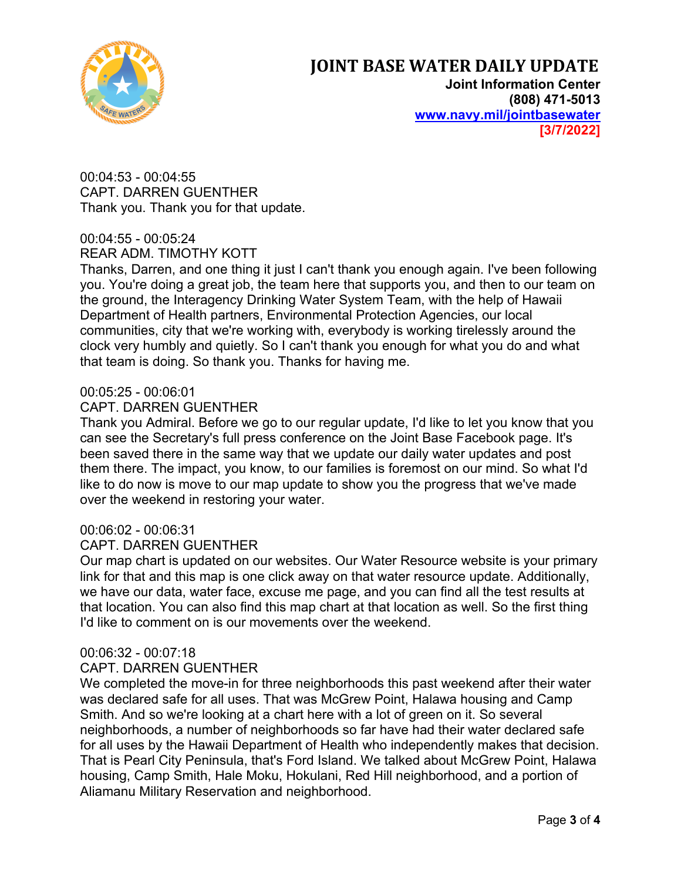00:04:53 - 00:04:55
CAPT. DARREN GUENTHER
Thank you. Thank you for that update.

00:04:55 - 00:05:24
REAR ADM. TIMOTHY KOTT
Thanks, Darren, and one thing it just I can't thank you enough again. I've been following you. You're doing a great job, the team here that supports you, and then to our team on the ground, the Interagency Drinking Water System Team, with the help of Hawaii Department of Health partners, Environmental Protection Agencies, our local communities, city that we're working with, everybody is working tirelessly around the clock very humbly and quietly. So I can't thank you enough for what you do and what that team is doing. So thank you. Thanks for having me.

00:05:25 - 00:06:01
CAPT. DARREN GUENTHER
Thank you Admiral. Before we go to our regular update, I'd like to let you know that you can see the Secretary's full press conference on the Joint Base Facebook page. It's been saved there in the same way that we update our daily water updates and post them there. The impact, you know, to our families is foremost on our mind. So what I'd like to do now is move to our map update to show you the progress that we've made over the weekend in restoring your water.

00:06:02 - 00:06:31
CAPT. DARREN GUENTHER
Our map chart is updated on our websites. Our Water Resource website is your primary link for that and this map is one click away on that water resource update. Additionally, we have our data, water face, excuse me page, and you can find all the test results at that location. You can also find this map chart at that location as well. So the first thing I'd like to comment on is our movements over the weekend.

00:06:32 - 00:07:18
CAPT. DARREN GUENTHER
We completed the move-in for three neighborhoods this past weekend after their water was declared safe for all uses. That was McGrew Point, Halawa housing and Camp Smith. And so we're looking at a chart here with a lot of green on it. So several neighborhoods, a number of neighborhoods so far have had their water declared safe for all uses by the Hawaii Department of Health who independently makes that decision. That is Pearl City Peninsula, that's Ford Island. We talked about McGrew Point, Halawa housing, Camp Smith, Hale Moku, Hokulani, Red Hill neighborhood, and a portion of Aliamanu Military Reservation and neighborhood.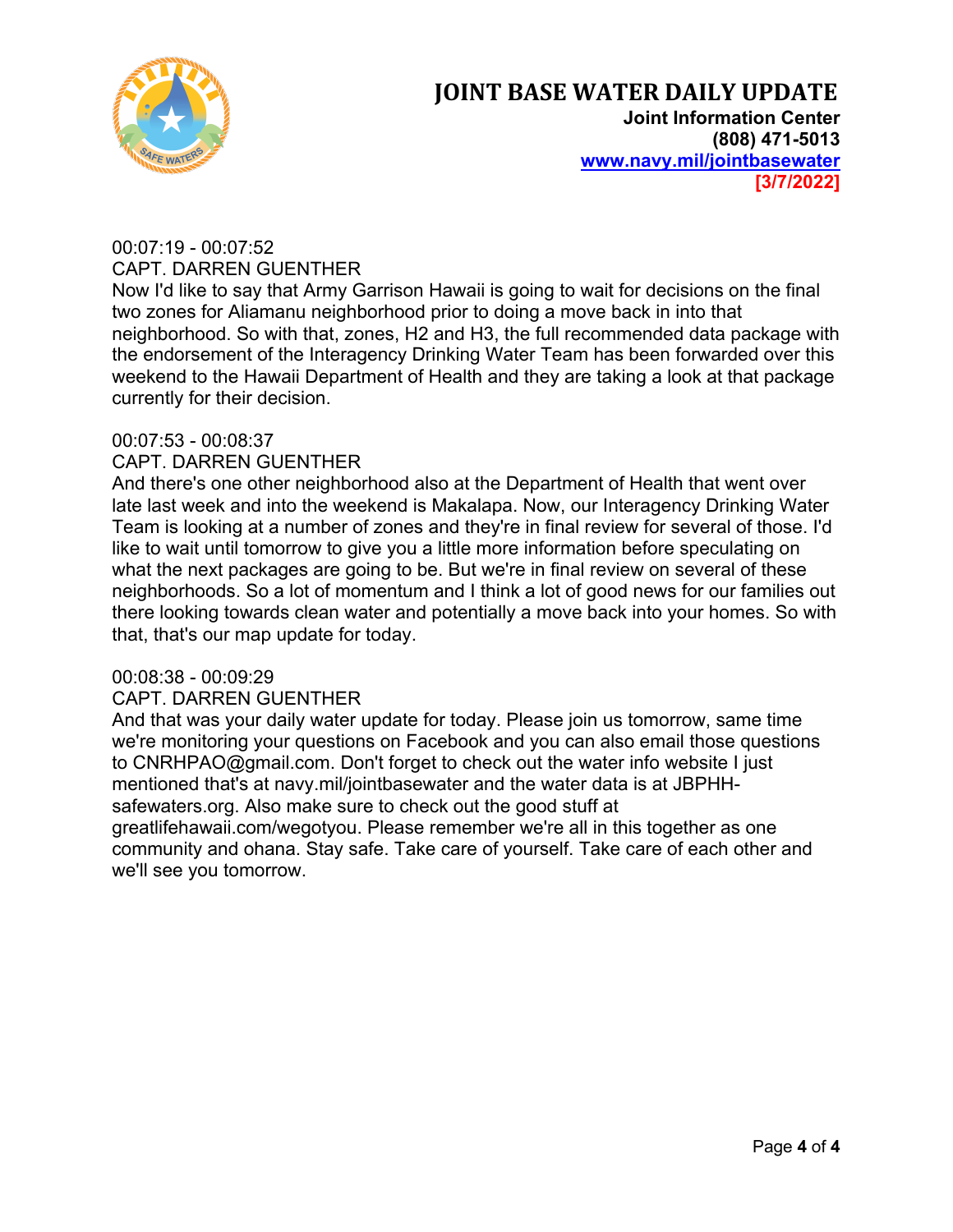00:07:19 - 00:07:52
CAPT. DARREN GUENTHER
Now I'd like to say that Army Garrison Hawaii is going to wait for decisions on the final two zones for Aliamanu neighborhood prior to doing a move back in into that neighborhood. So with that, zones, H2 and H3, the full recommended data package with the endorsement of the Interagency Drinking Water Team has been forwarded over this weekend to the Hawaii Department of Health and they are taking a look at that package currently for their decision.

00:07:53 - 00:08:37
CAPT. DARREN GUENTHER
And there's one other neighborhood also at the Department of Health that went over late last week and into the weekend is Makalapa. Now, our Interagency Drinking Water Team is looking at a number of zones and they're in final review for several of those. I'd like to wait until tomorrow to give you a little more information before speculating on what the next packages are going to be. But we're in final review on several of these neighborhoods. So a lot of momentum and I think a lot of good news for our families out there looking towards clean water and potentially a move back into your homes. So with that, that's our map update for today.

00:08:38 - 00:09:29
CAPT. DARREN GUENTHER
And that was your daily water update for today. Please join us tomorrow, same time we're monitoring your questions on Facebook and you can also email those questions to CNRHPAO@gmail.com. Don't forget to check out the water info website I just mentioned that's at navy.mil/jointbasewater and the water data is at JBPHH-safewaters.org. Also make sure to check out the good stuff at greatlifehawaii.com/wegotyou. Please remember we're all in this together as one community and ohana. Stay safe. Take care of yourself. Take care of each other and we'll see you tomorrow.